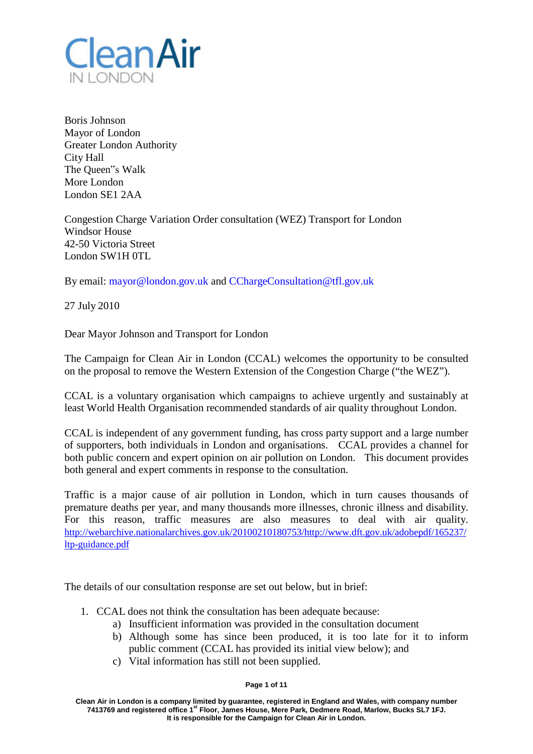Clean Air
IN LONDON

Boris Johnson
Mayor of London
Greater London Authority
City Hall
The Queen"s Walk
More London
London SE1 2AA

Congestion Charge Variation Order consultation (WEZ) Transport for London
Windsor House
42-50 Victoria Street
London SW1H 0TL

By email: mayor@london.gov.uk and CChargeConsultation@tfl.gov.uk

27 July 2010

Dear Mayor Johnson and Transport for London

The Campaign for Clean Air in London (CCAL) welcomes the opportunity to be consulted on the proposal to remove the Western Extension of the Congestion Charge ("the WEZ").

CCAL is a voluntary organisation which campaigns to achieve urgently and sustainably at least World Health Organisation recommended standards of air quality throughout London.

CCAL is independent of any government funding, has cross party support and a large number of supporters, both individuals in London and organisations. CCAL provides a channel for both public concern and expert opinion on air pollution on London. This document provides both general and expert comments in response to the consultation.

Traffic is a major cause of air pollution in London, which in turn causes thousands of premature deaths per year, and many thousands more illnesses, chronic illness and disability. For this reason, traffic measures are also measures to deal with air quality. http://webarchive.nationalarchives.gov.uk/20100210180753/http://www.dft.gov.uk/adobepdf/165237/ltp-guidance.pdf

The details of our consultation response are set out below, but in brief:

1. CCAL does not think the consultation has been adequate because:
    a) Insufficient information was provided in the consultation document
    b) Although some has since been produced, it is too late for it to inform public comment (CCAL has provided its initial view below); and
    c) Vital information has still not been supplied.

Clean Air in London is a company limited by guarantee, registered in England and Wales, with company number 7413769 and registered office 1st Floor, James House, Mere Park, Dedmere Road, Marlow, Bucks SL7 1FJ. It is responsible for the Campaign for Clean Air in London.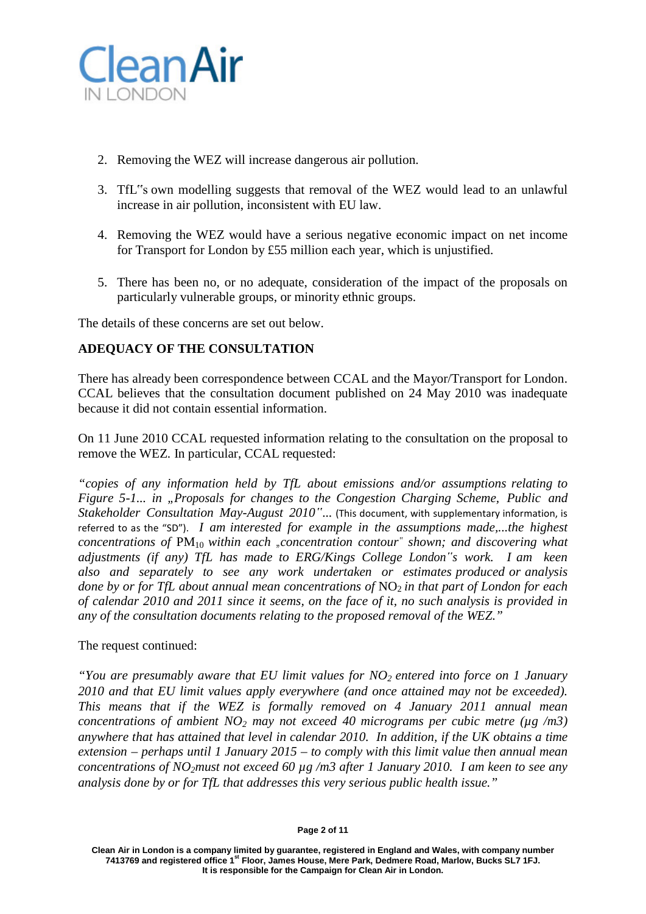2. Removing the WEZ will increase dangerous air pollution.

3. TfL‟s own modelling suggests that removal of the WEZ would lead to an unlawful increase in air pollution, inconsistent with EU law.

4. Removing the WEZ would have a serious negative economic impact on net income for Transport for London by £55 million each year, which is unjustified.

5. There has been no, or no adequate, consideration of the impact of the proposals on particularly vulnerable groups, or minority ethnic groups.

The details of these concerns are set out below.

**ADEQUACY OF THE CONSULTATION**

There has already been correspondence between CCAL and the Mayor/Transport for London. CCAL believes that the consultation document published on 24 May 2010 was inadequate because it did not contain essential information.

On 11 June 2010 CCAL requested information relating to the consultation on the proposal to remove the WEZ. In particular, CCAL requested:

*"copies of any information held by TfL about emissions and/or assumptions relating to Figure 5-1... in „Proposals for changes to the Congestion Charging Scheme, Public and Stakeholder Consultation May-August 2010"...* (This document, with supplementary information, is referred to as the "SD"). *I am interested for example in the assumptions made,...the highest concentrations of* $PM_{10}$ *within each „concentration contour" shown; and discovering what adjustments (if any) TfL has made to ERG/Kings College London"s work. I am keen also and separately to see any work undertaken or estimates produced or analysis done by or for TfL about annual mean concentrations of* $NO_2$ *in that part of London for each of calendar 2010 and 2011 since it seems, on the face of it, no such analysis is provided in any of the consultation documents relating to the proposed removal of the WEZ."*

The request continued:

*"You are presumably aware that EU limit values for* $NO_2$ *entered into force on 1 January 2010 and that EU limit values apply everywhere (and once attained may not be exceeded). This means that if the WEZ is formally removed on 4 January 2011 annual mean concentrations of ambient* $NO_2$ *may not exceed 40 micrograms per cubic metre (µg /m3) anywhere that has attained that level in calendar 2010. In addition, if the UK obtains a time extension – perhaps until 1 January 2015 – to comply with this limit value then annual mean concentrations of* $NO_2$ *must not exceed 60 µg /m3 after 1 January 2010. I am keen to see any analysis done by or for TfL that addresses this very serious public health issue."*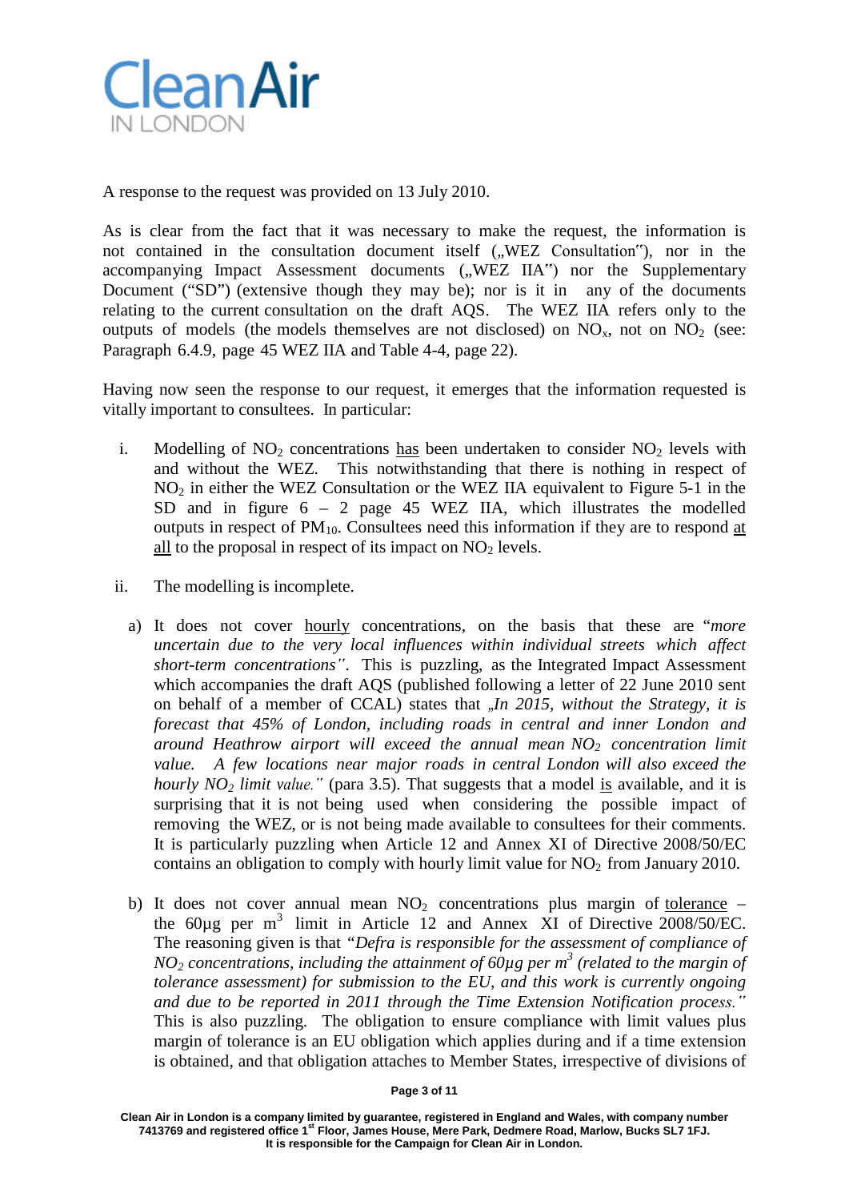A response to the request was provided on 13 July 2010.

As is clear from the fact that it was necessary to make the request, the information is not contained in the consultation document itself („WEZ Consultation"), nor in the accompanying Impact Assessment documents („WEZ IIA") nor the Supplementary Document ("SD") (extensive though they may be); nor is it in any of the documents relating to the current consultation on the draft AQS. The WEZ IIA refers only to the outputs of models (the models themselves are not disclosed) on $NO_x$, not on $NO_2$ (see: Paragraph 6.4.9, page 45 WEZ IIA and Table 4-4, page 22).

Having now seen the response to our request, it emerges that the information requested is vitally important to consultees. In particular:

i. Modelling of $NO_2$ concentrations <u>has</u> been undertaken to consider $NO_2$ levels with and without the WEZ. This notwithstanding that there is nothing in respect of $NO_2$ in either the WEZ Consultation or the WEZ IIA equivalent to Figure 5-1 in the SD and in figure 6 – 2 page 45 WEZ IIA, which illustrates the modelled outputs in respect of $PM_{10}$. Consultees need this information if they are to respond <u>at all</u> to the proposal in respect of its impact on $NO_2$ levels.

ii. The modelling is incomplete.

a) It does not cover <u>hourly</u> concentrations, on the basis that these are "*more uncertain due to the very local influences within individual streets which affect short-term concentrations"*. This is puzzling, as the Integrated Impact Assessment which accompanies the draft AQS (published following a letter of 22 June 2010 sent on behalf of a member of CCAL) states that „*In 2015, without the Strategy, it is forecast that 45% of London, including roads in central and inner London and around Heathrow airport will exceed the annual mean $NO_2$ concentration limit value. A few locations near major roads in central London will also exceed the hourly $NO_2$ limit value."* (para 3.5). That suggests that a model <u>is</u> available, and it is surprising that it is not being used when considering the possible impact of removing the WEZ, or is not being made available to consultees for their comments. It is particularly puzzling when Article 12 and Annex XI of Directive 2008/50/EC contains an obligation to comply with hourly limit value for $NO_2$ from January 2010.

b) It does not cover annual mean $NO_2$ concentrations plus margin of <u>tolerance</u> – the 60µg per $m^3$ limit in Article 12 and Annex XI of Directive 2008/50/EC. The reasoning given is that "*Defra is responsible for the assessment of compliance of $NO_2$ concentrations, including the attainment of 60µg per $m^3$ (related to the margin of tolerance assessment) for submission to the EU, and this work is currently ongoing and due to be reported in 2011 through the Time Extension Notification process."* This is also puzzling. The obligation to ensure compliance with limit values plus margin of tolerance is an EU obligation which applies during and if a time extension is obtained, and that obligation attaches to Member States, irrespective of divisions of

Clean Air in London is a company limited by guarantee, registered in England and Wales, with company number 7413769 and registered office 1st Floor, James House, Mere Park, Dedmere Road, Marlow, Bucks SL7 1FJ. It is responsible for the Campaign for Clean Air in London.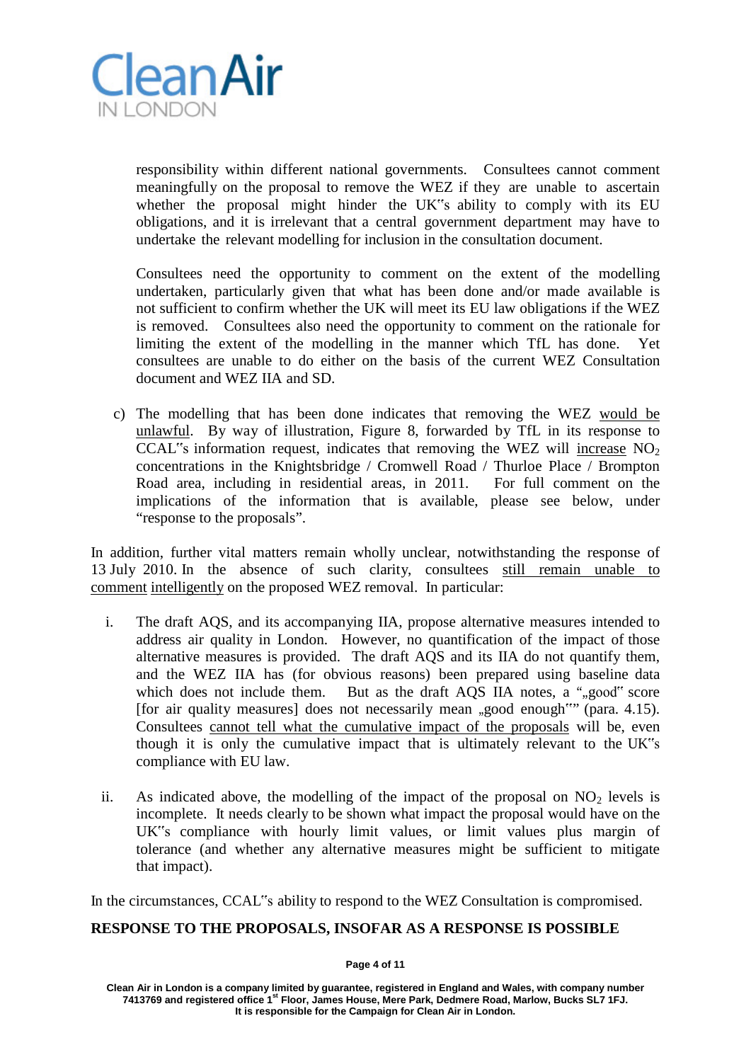responsibility within different national governments. Consultees cannot comment meaningfully on the proposal to remove the WEZ if they are unable to ascertain whether the proposal might hinder the UK‟s ability to comply with its EU obligations, and it is irrelevant that a central government department may have to undertake the relevant modelling for inclusion in the consultation document.

Consultees need the opportunity to comment on the extent of the modelling undertaken, particularly given that what has been done and/or made available is not sufficient to confirm whether the UK will meet its EU law obligations if the WEZ is removed. Consultees also need the opportunity to comment on the rationale for limiting the extent of the modelling in the manner which TfL has done. Yet consultees are unable to do either on the basis of the current WEZ Consultation document and WEZ IIA and SD.

c) The modelling that has been done indicates that removing the WEZ would be unlawful. By way of illustration, Figure 8, forwarded by TfL in its response to CCAL‟s information request, indicates that removing the WEZ will increase $NO_2$ concentrations in the Knightsbridge / Cromwell Road / Thurloe Place / Brompton Road area, including in residential areas, in 2011. For full comment on the implications of the information that is available, please see below, under "response to the proposals".

In addition, further vital matters remain wholly unclear, notwithstanding the response of 13 July 2010. In the absence of such clarity, consultees still remain unable to comment intelligently on the proposed WEZ removal. In particular:

i. The draft AQS, and its accompanying IIA, propose alternative measures intended to address air quality in London. However, no quantification of the impact of those alternative measures is provided. The draft AQS and its IIA do not quantify them, and the WEZ IIA has (for obvious reasons) been prepared using baseline data which does not include them. But as the draft AQS IIA notes, a "„good‟ score [for air quality measures] does not necessarily mean „good enough‟" (para. 4.15). Consultees cannot tell what the cumulative impact of the proposals will be, even though it is only the cumulative impact that is ultimately relevant to the UK‟s compliance with EU law.

ii. As indicated above, the modelling of the impact of the proposal on $NO_2$ levels is incomplete. It needs clearly to be shown what impact the proposal would have on the UK‟s compliance with hourly limit values, or limit values plus margin of tolerance (and whether any alternative measures might be sufficient to mitigate that impact).

In the circumstances, CCAL‟s ability to respond to the WEZ Consultation is compromised.

**RESPONSE TO THE PROPOSALS, INSOFAR AS A RESPONSE IS POSSIBLE**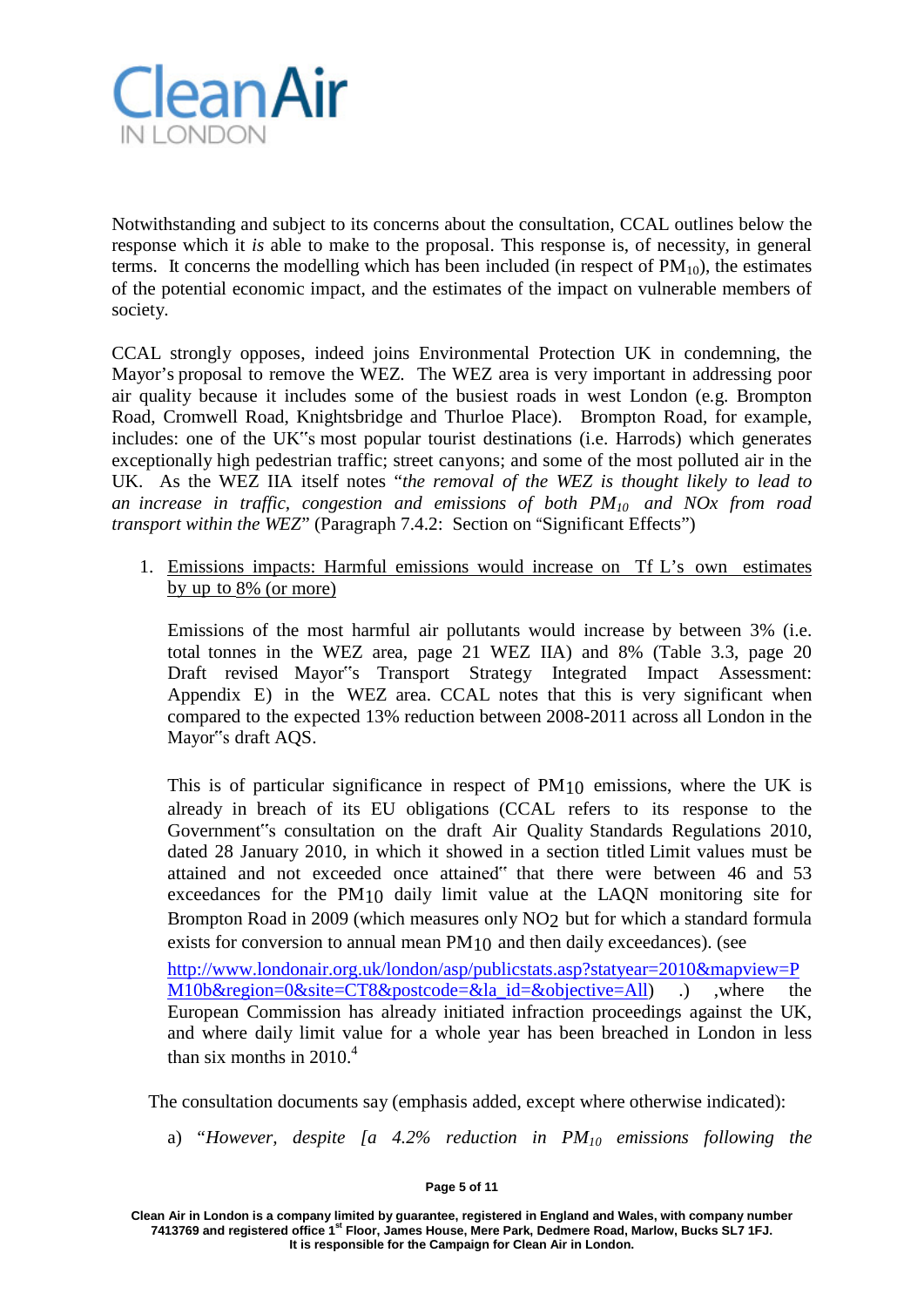Notwithstanding and subject to its concerns about the consultation, CCAL outlines below the response which it *is* able to make to the proposal. This response is, of necessity, in general terms. It concerns the modelling which has been included (in respect of $PM_{10}$), the estimates of the potential economic impact, and the estimates of the impact on vulnerable members of society.

CCAL strongly opposes, indeed joins Environmental Protection UK in condemning, the Mayor's proposal to remove the WEZ. The WEZ area is very important in addressing poor air quality because it includes some of the busiest roads in west London (e.g. Brompton Road, Cromwell Road, Knightsbridge and Thurloe Place). Brompton Road, for example, includes: one of the UK"s most popular tourist destinations (i.e. Harrods) which generates exceptionally high pedestrian traffic; street canyons; and some of the most polluted air in the UK. As the WEZ IIA itself notes "*the removal of the WEZ is thought likely to lead to an increase in traffic, congestion and emissions of both $PM_{10}$ and NOx from road transport within the WEZ*" (Paragraph 7.4.2: Section on "Significant Effects")

1. <u>Emissions impacts: Harmful emissions would increase on Tf L's own estimates by up to 8% (or more)</u>

   Emissions of the most harmful air pollutants would increase by between 3% (i.e. total tonnes in the WEZ area, page 21 WEZ IIA) and 8% (Table 3.3, page 20 Draft revised Mayor"s Transport Strategy Integrated Impact Assessment: Appendix E) in the WEZ area. CCAL notes that this is very significant when compared to the expected 13% reduction between 2008-2011 across all London in the Mayor"s draft AQS.

   This is of particular significance in respect of $PM_{10}$ emissions, where the UK is already in breach of its EU obligations (CCAL refers to its response to the Government"s consultation on the draft Air Quality Standards Regulations 2010, dated 28 January 2010, in which it showed in a section titled Limit values must be attained and not exceeded once attained" that there were between 46 and 53 exceedances for the $PM_{10}$ daily limit value at the LAQN monitoring site for Brompton Road in 2009 (which measures only $NO_2$ but for which a standard formula exists for conversion to annual mean $PM_{10}$ and then daily exceedances). (see [http://www.londonair.org.uk/london/asp/publicstats.asp?statyear=2010&mapview=PM10b&region=0&site=CT8&postcode=&la_id=&objective=All](http://www.londonair.org.uk/london/asp/publicstats.asp?statyear=2010&mapview=PM10b&region=0&site=CT8&postcode=&la_id=&objective=All)) .) ,where the European Commission has already initiated infraction proceedings against the UK, and where daily limit value for a whole year has been breached in London in less than six months in 2010.[4]

The consultation documents say (emphasis added, except where otherwise indicated):

a) "*However, despite [a 4.2% reduction in $PM_{10}$ emissions following the*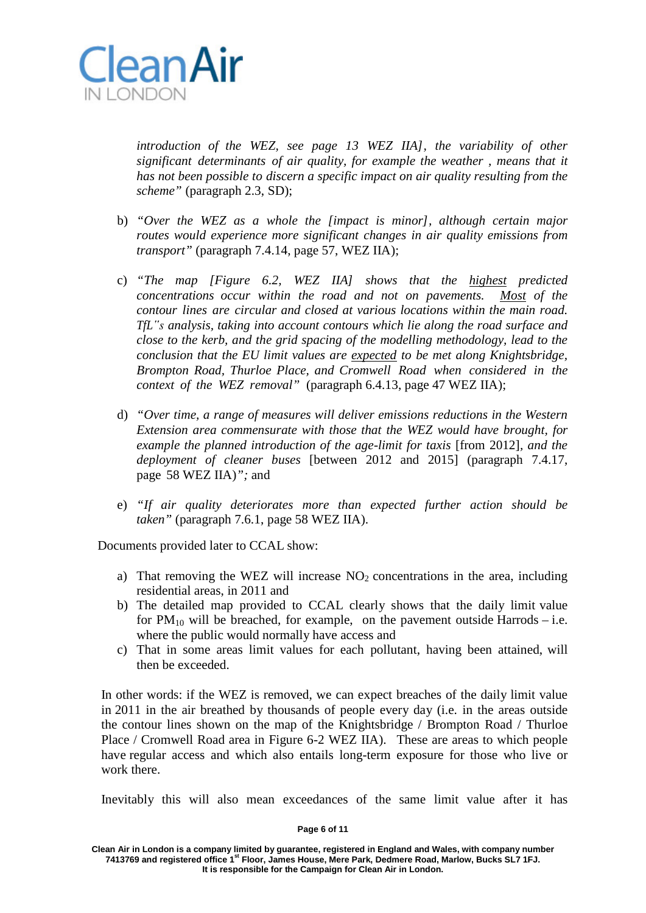*introduction of the WEZ, see page 13 WEZ IIA], the variability of other significant determinants of air quality, for example the weather , means that it has not been possible to discern a specific impact on air quality resulting from the scheme"* (paragraph 2.3, SD);

b) *"Over the WEZ as a whole the [impact is minor], although certain major routes would experience more significant changes in air quality emissions from transport"* (paragraph 7.4.14, page 57, WEZ IIA);

c) *"The map [Figure 6.2, WEZ IIA] shows that the <u>highest</u> predicted concentrations occur within the road and not on pavements. <u>Most</u> of the contour lines are circular and closed at various locations within the main road. TfL"s analysis, taking into account contours which lie along the road surface and close to the kerb, and the grid spacing of the modelling methodology, lead to the conclusion that the EU limit values are <u>expected</u> to be met along Knightsbridge, Brompton Road, Thurloe Place, and Cromwell Road when considered in the context of the WEZ removal"* (paragraph 6.4.13, page 47 WEZ IIA);

d) *"Over time, a range of measures will deliver emissions reductions in the Western Extension area commensurate with those that the WEZ would have brought, for example the planned introduction of the age-limit for taxis* [from 2012], *and the deployment of cleaner buses* [between 2012 and 2015] (paragraph 7.4.17, page 58 WEZ IIA)*";* and

e) *"If air quality deteriorates more than expected further action should be taken"* (paragraph 7.6.1, page 58 WEZ IIA).

Documents provided later to CCAL show:

a) That removing the WEZ will increase $NO_2$ concentrations in the area, including residential areas, in 2011 and
b) The detailed map provided to CCAL clearly shows that the daily limit value for $PM_{10}$ will be breached, for example, on the pavement outside Harrods – i.e. where the public would normally have access and
c) That in some areas limit values for each pollutant, having been attained, will then be exceeded.

In other words: if the WEZ is removed, we can expect breaches of the daily limit value in 2011 in the air breathed by thousands of people every day (i.e. in the areas outside the contour lines shown on the map of the Knightsbridge / Brompton Road / Thurloe Place / Cromwell Road area in Figure 6-2 WEZ IIA). These are areas to which people have regular access and which also entails long-term exposure for those who live or work there.

Inevitably this will also mean exceedances of the same limit value after it has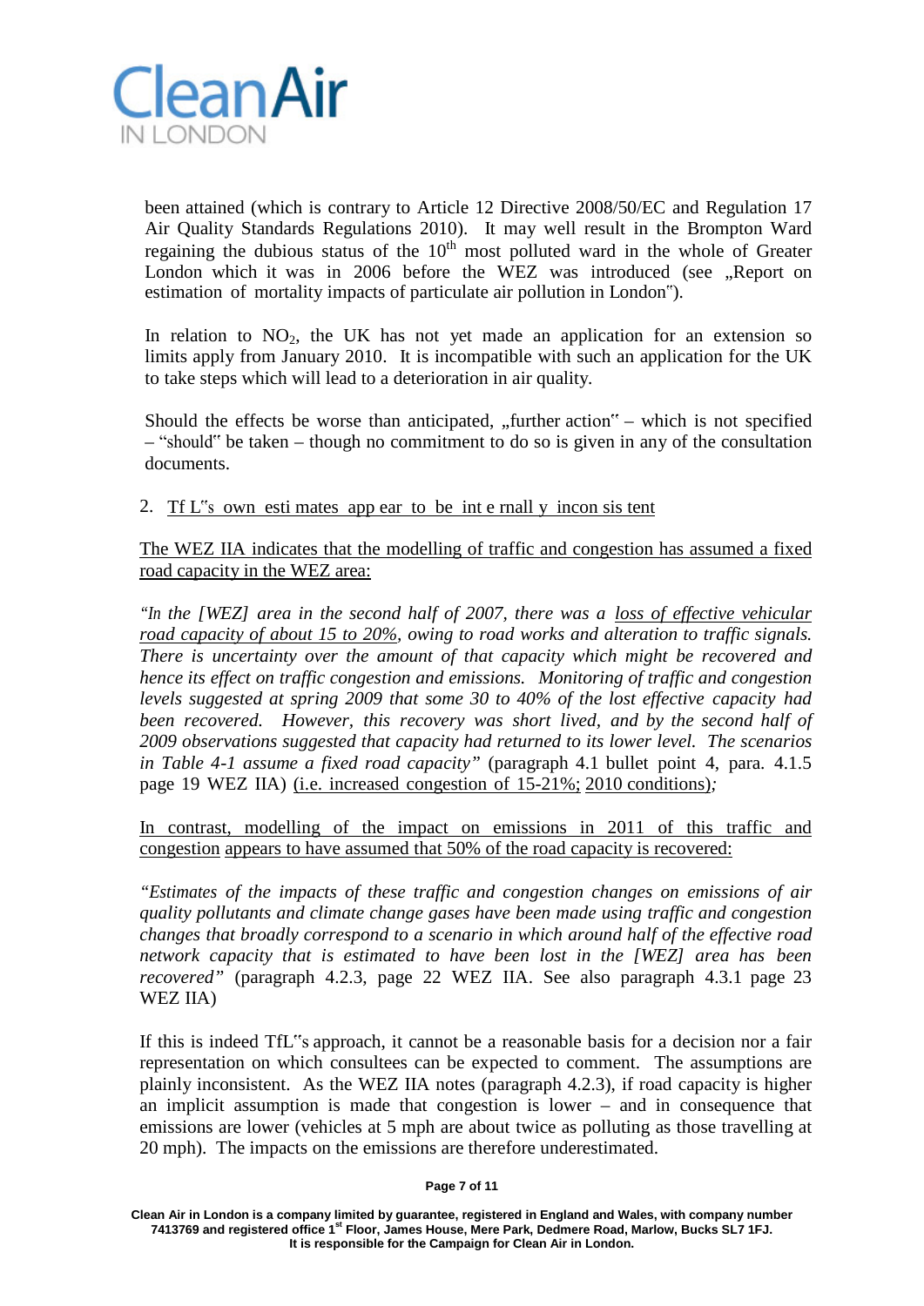been attained (which is contrary to Article 12 Directive 2008/50/EC and Regulation 17 Air Quality Standards Regulations 2010). It may well result in the Brompton Ward regaining the dubious status of the 10th most polluted ward in the whole of Greater London which it was in 2006 before the WEZ was introduced (see „Report on estimation of mortality impacts of particulate air pollution in London").

In relation to $NO_2$, the UK has not yet made an application for an extension so limits apply from January 2010. It is incompatible with such an application for the UK to take steps which will lead to a deterioration in air quality.

Should the effects be worse than anticipated, „further action" – which is not specified – "should" be taken – though no commitment to do so is given in any of the consultation documents.

2. <u>TfL"s own estimates appear to be internally inconsistent</u>

<u>The WEZ IIA indicates that the modelling of traffic and congestion has assumed a fixed road capacity in the WEZ area:</u>

*"In the [WEZ] area in the second half of 2007, there was a <u>loss of effective vehicular road capacity of about 15 to 20%</u>, owing to road works and alteration to traffic signals. There is uncertainty over the amount of that capacity which might be recovered and hence its effect on traffic congestion and emissions. Monitoring of traffic and congestion levels suggested at spring 2009 that some 30 to 40% of the lost effective capacity had been recovered. However, this recovery was short lived, and by the second half of 2009 observations suggested that capacity had returned to its lower level. The scenarios in Table 4-1 assume a fixed road capacity"* (paragraph 4.1 bullet point 4, para. 4.1.5 page 19 WEZ IIA) (<u>i.e. increased congestion of 15-21%; 2010 conditions</u>)*;*

<u>In contrast, modelling of the impact on emissions in 2011 of this traffic and congestion appears to have assumed that 50% of the road capacity is recovered:</u>

*"Estimates of the impacts of these traffic and congestion changes on emissions of air quality pollutants and climate change gases have been made using traffic and congestion changes that broadly correspond to a scenario in which around half of the effective road network capacity that is estimated to have been lost in the [WEZ] area has been recovered"* (paragraph 4.2.3, page 22 WEZ IIA. See also paragraph 4.3.1 page 23 WEZ IIA)

If this is indeed TfL"s approach, it cannot be a reasonable basis for a decision nor a fair representation on which consultees can be expected to comment. The assumptions are plainly inconsistent. As the WEZ IIA notes (paragraph 4.2.3), if road capacity is higher an implicit assumption is made that congestion is lower – and in consequence that emissions are lower (vehicles at 5 mph are about twice as polluting as those travelling at 20 mph). The impacts on the emissions are therefore underestimated.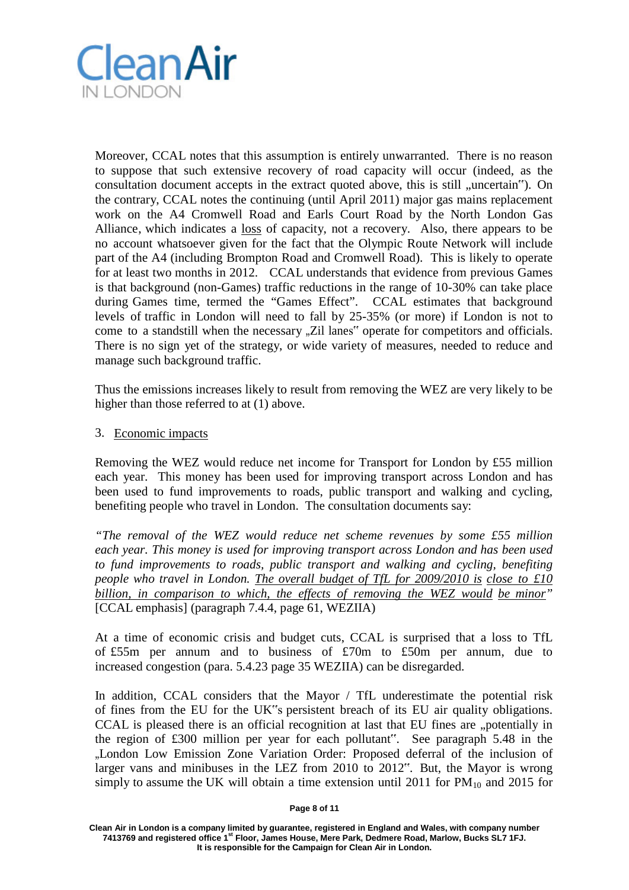Moreover, CCAL notes that this assumption is entirely unwarranted. There is no reason to suppose that such extensive recovery of road capacity will occur (indeed, as the consultation document accepts in the extract quoted above, this is still „uncertain‟). On the contrary, CCAL notes the continuing (until April 2011) major gas mains replacement work on the A4 Cromwell Road and Earls Court Road by the North London Gas Alliance, which indicates a <u>loss</u> of capacity, not a recovery. Also, there appears to be no account whatsoever given for the fact that the Olympic Route Network will include part of the A4 (including Brompton Road and Cromwell Road). This is likely to operate for at least two months in 2012. CCAL understands that evidence from previous Games is that background (non-Games) traffic reductions in the range of 10-30% can take place during Games time, termed the "Games Effect". CCAL estimates that background levels of traffic in London will need to fall by 25-35% (or more) if London is not to come to a standstill when the necessary „Zil lanes‟ operate for competitors and officials. There is no sign yet of the strategy, or wide variety of measures, needed to reduce and manage such background traffic.

Thus the emissions increases likely to result from removing the WEZ are very likely to be higher than those referred to at (1) above.

3. <u>Economic impacts</u>

Removing the WEZ would reduce net income for Transport for London by £55 million each year. This money has been used for improving transport across London and has been used to fund improvements to roads, public transport and walking and cycling, benefiting people who travel in London. The consultation documents say:

*"The removal of the WEZ would reduce net scheme revenues by some £55 million each year. This money is used for improving transport across London and has been used to fund improvements to roads, public transport and walking and cycling, benefiting people who travel in London. <u>The overall budget of TfL for 2009/2010 is close to £10 billion, in comparison to which, the effects of removing the WEZ would be minor</u>"* [CCAL emphasis] (paragraph 7.4.4, page 61, WEZIIA)

At a time of economic crisis and budget cuts, CCAL is surprised that a loss to TfL of £55m per annum and to business of £70m to £50m per annum, due to increased congestion (para. 5.4.23 page 35 WEZIIA) can be disregarded.

In addition, CCAL considers that the Mayor / TfL underestimate the potential risk of fines from the EU for the UK‟s persistent breach of its EU air quality obligations. CCAL is pleased there is an official recognition at last that EU fines are „potentially in the region of £300 million per year for each pollutant‟. See paragraph 5.48 in the „London Low Emission Zone Variation Order: Proposed deferral of the inclusion of larger vans and minibuses in the LEZ from 2010 to 2012‟. But, the Mayor is wrong simply to assume the UK will obtain a time extension until 2011 for $PM_{10}$ and 2015 for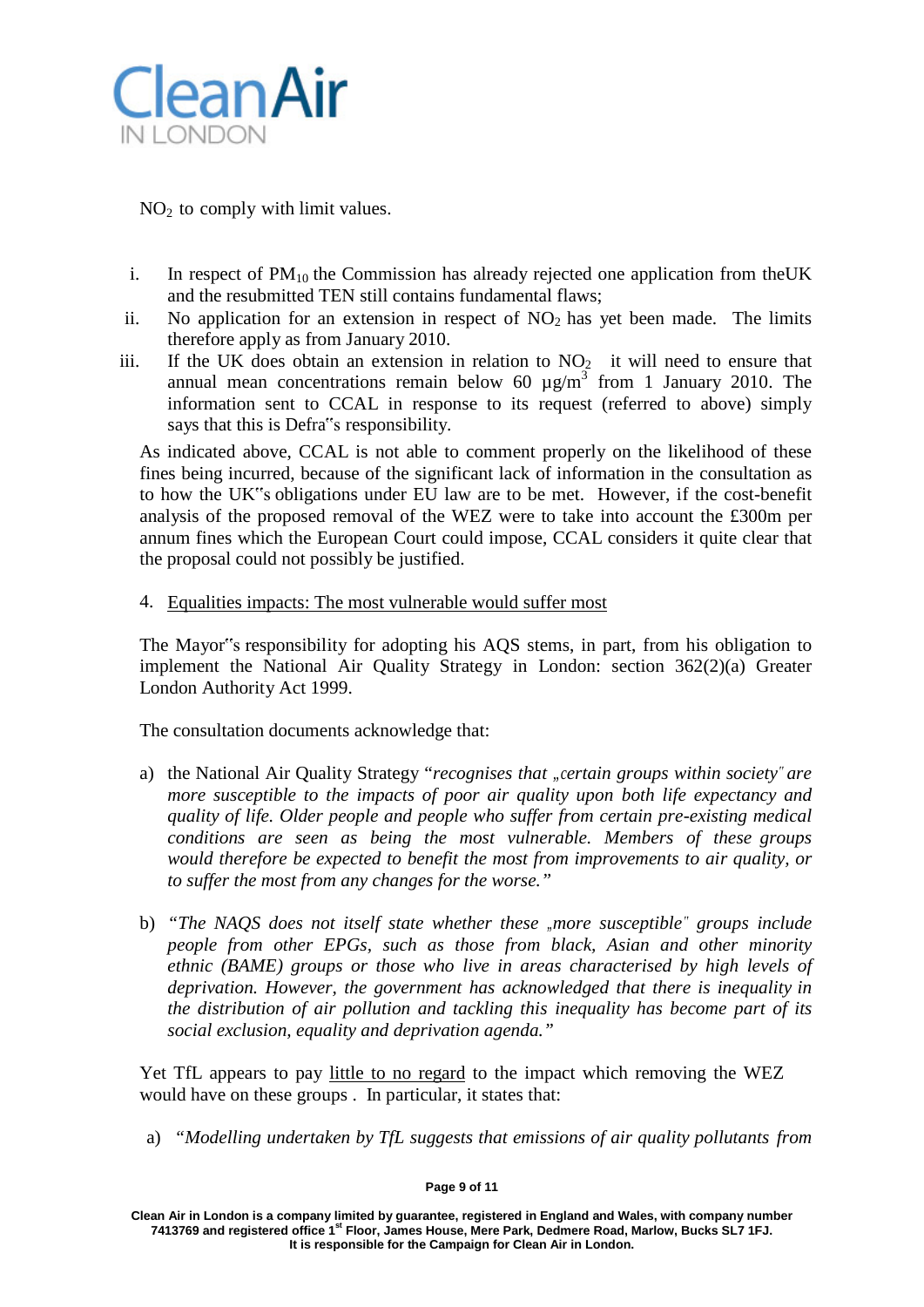$NO_2$ to comply with limit values.

i. In respect of $PM_{10}$ the Commission has already rejected one application from theUK and the resubmitted TEN still contains fundamental flaws;
ii. No application for an extension in respect of $NO_2$ has yet been made. The limits therefore apply as from January 2010.
iii. If the UK does obtain an extension in relation to $NO_2$ it will need to ensure that annual mean concentrations remain below 60 $\mu g/m^3$ from 1 January 2010. The information sent to CCAL in response to its request (referred to above) simply says that this is Defra‟s responsibility.

As indicated above, CCAL is not able to comment properly on the likelihood of these fines being incurred, because of the significant lack of information in the consultation as to how the UK‟s obligations under EU law are to be met. However, if the cost-benefit analysis of the proposed removal of the WEZ were to take into account the £300m per annum fines which the European Court could impose, CCAL considers it quite clear that the proposal could not possibly be justified.

4. Equalities impacts: The most vulnerable would suffer most

The Mayor‟s responsibility for adopting his AQS stems, in part, from his obligation to implement the National Air Quality Strategy in London: section 362(2)(a) Greater London Authority Act 1999.

The consultation documents acknowledge that:

a) the National Air Quality Strategy "*recognises that „certain groups within society" are more susceptible to the impacts of poor air quality upon both life expectancy and quality of life. Older people and people who suffer from certain pre-existing medical conditions are seen as being the most vulnerable. Members of these groups would therefore be expected to benefit the most from improvements to air quality, or to suffer the most from any changes for the worse.*"

b) *"The NAQS does not itself state whether these „more susceptible" groups include people from other EPGs, such as those from black, Asian and other minority ethnic (BAME) groups or those who live in areas characterised by high levels of deprivation. However, the government has acknowledged that there is inequality in the distribution of air pollution and tackling this inequality has become part of its social exclusion, equality and deprivation agenda."*

Yet TfL appears to pay little to no regard to the impact which removing the WEZ would have on these groups . In particular, it states that:

a) *"Modelling undertaken by TfL suggests that emissions of air quality pollutants from*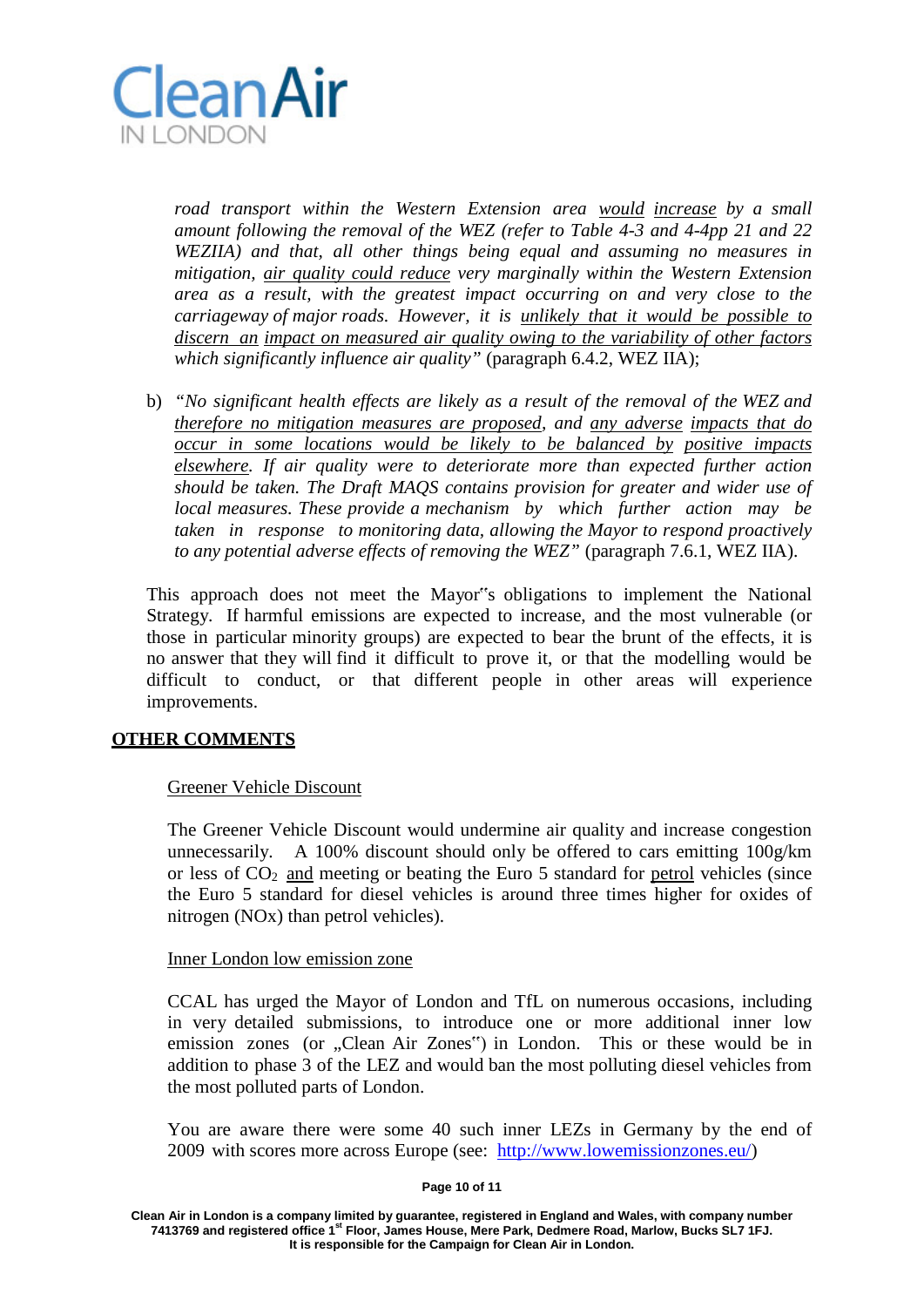*road transport within the Western Extension area would increase by a small amount following the removal of the WEZ (refer to Table 4-3 and 4-4pp 21 and 22 WEZIIA) and that, all other things being equal and assuming no measures in mitigation, air quality could reduce very marginally within the Western Extension area as a result, with the greatest impact occurring on and very close to the carriageway of major roads. However, it is unlikely that it would be possible to discern an impact on measured air quality owing to the variability of other factors which significantly influence air quality"* (paragraph 6.4.2, WEZ IIA);

b) *"No significant health effects are likely as a result of the removal of the WEZ and therefore no mitigation measures are proposed, and any adverse impacts that do occur in some locations would be likely to be balanced by positive impacts elsewhere. If air quality were to deteriorate more than expected further action should be taken. The Draft MAQS contains provision for greater and wider use of local measures. These provide a mechanism by which further action may be taken in response to monitoring data, allowing the Mayor to respond proactively to any potential adverse effects of removing the WEZ"* (paragraph 7.6.1, WEZ IIA).

This approach does not meet the Mayor"s obligations to implement the National Strategy. If harmful emissions are expected to increase, and the most vulnerable (or those in particular minority groups) are expected to bear the brunt of the effects, it is no answer that they will find it difficult to prove it, or that the modelling would be difficult to conduct, or that different people in other areas will experience improvements.

## OTHER COMMENTS

### Greener Vehicle Discount

The Greener Vehicle Discount would undermine air quality and increase congestion unnecessarily. A 100% discount should only be offered to cars emitting 100g/km or less of $CO_2$ and meeting or beating the Euro 5 standard for petrol vehicles (since the Euro 5 standard for diesel vehicles is around three times higher for oxides of nitrogen (NOx) than petrol vehicles).

### Inner London low emission zone

CCAL has urged the Mayor of London and TfL on numerous occasions, including in very detailed submissions, to introduce one or more additional inner low emission zones (or „Clean Air Zones") in London. This or these would be in addition to phase 3 of the LEZ and would ban the most polluting diesel vehicles from the most polluted parts of London.

You are aware there were some 40 such inner LEZs in Germany by the end of 2009 with scores more across Europe (see: http://www.lowemissionzones.eu/)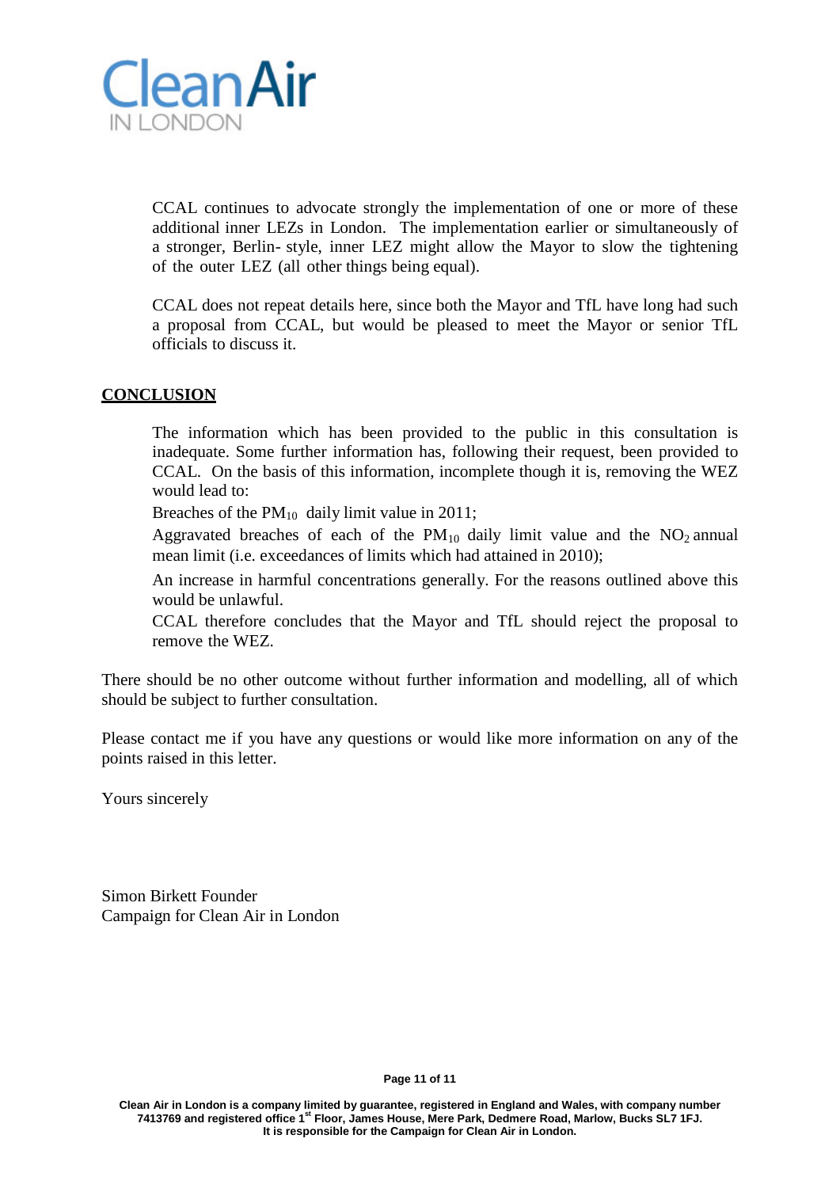CCAL continues to advocate strongly the implementation of one or more of these additional inner LEZs in London. The implementation earlier or simultaneously of a stronger, Berlin- style, inner LEZ might allow the Mayor to slow the tightening of the outer LEZ (all other things being equal).

CCAL does not repeat details here, since both the Mayor and TfL have long had such a proposal from CCAL, but would be pleased to meet the Mayor or senior TfL officials to discuss it.

## CONCLUSION

The information which has been provided to the public in this consultation is inadequate. Some further information has, following their request, been provided to CCAL. On the basis of this information, incomplete though it is, removing the WEZ would lead to:

Breaches of the $PM_{10}$ daily limit value in 2011;

Aggravated breaches of each of the $PM_{10}$ daily limit value and the $NO_2$ annual mean limit (i.e. exceedances of limits which had attained in 2010);

An increase in harmful concentrations generally. For the reasons outlined above this would be unlawful.

CCAL therefore concludes that the Mayor and TfL should reject the proposal to remove the WEZ.

There should be no other outcome without further information and modelling, all of which should be subject to further consultation.

Please contact me if you have any questions or would like more information on any of the points raised in this letter.

Yours sincerely

Simon Birkett Founder
Campaign for Clean Air in London

Clean Air in London is a company limited by guarantee, registered in England and Wales, with company number 7413769 and registered office 1st Floor, James House, Mere Park, Dedmere Road, Marlow, Bucks SL7 1FJ. It is responsible for the Campaign for Clean Air in London.